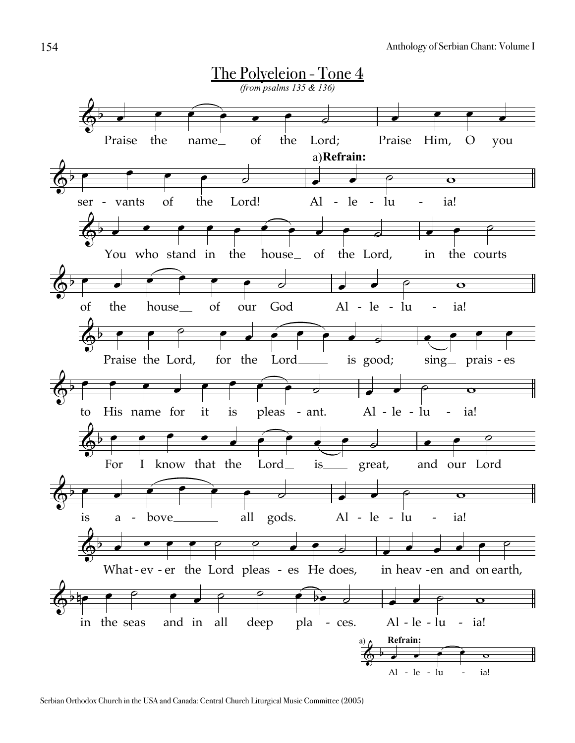# The Polyeleion - Tone 4

*(from psalms 135 & 136)*

Praise the name of the Lord; Praise Him, O you servants of the Lord!

a)**Refrain:** Alleluia!

You who stand in the house of the Lord, in the courts of the house of our God Alleluia!

Praise the Lord, for the Lord is good; sing praises to His name for it is pleasant. Alleluia!

For I know that the Lord is great, and our Lord is above all gods. Alleluia!

Whatever the Lord pleases He does, in heaven and on earth, in the seas and in all deep places. Alleluia!

a) **Refrain:** Alleluia!

Serbian Orthodox Church in the USA and Canada: Central Church Liturgical Music Committee (2005)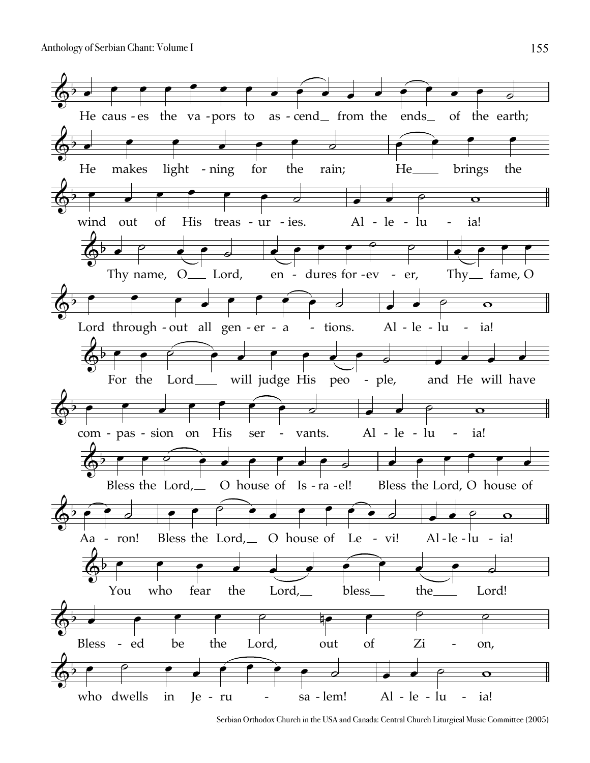He causes the vapors to ascend from the ends of the earth;

He makes lightning for the rain; He brings the

wind out of His treasuries. Alleluia!

Thy name, O Lord, endures forever, Thy fame, O

Lord throughout all generations. Alleluia!

For the Lord will judge His people, and He will have

compassion on His servants. Alleluia!

Bless the Lord, O house of Israel! Bless the Lord, O house of

Aaron! Bless the Lord, O house of Levi! Alleluia!

You who fear the Lord, bless the Lord!

Blessed be the Lord, out of Zion,

who dwells in Jerusalem! Alleluia!

Serbian Orthodox Church in the USA and Canada: Central Church Liturgical Music Committee (2005)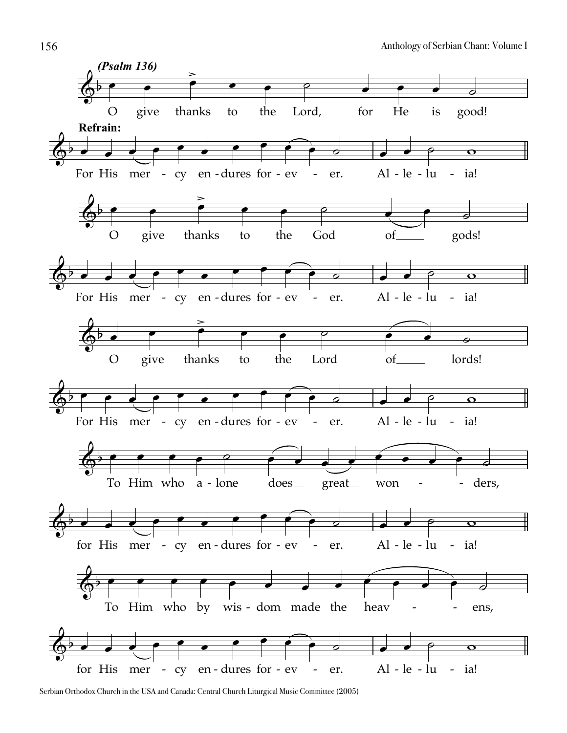*(Psalm 136)*

O give thanks to the Lord, for He is good!

**Refrain:**

For His mer - cy en - dures for - ev - er. Al - le - lu - ia!

O give thanks to the God of gods!

For His mer - cy en - dures for - ev - er. Al - le - lu - ia!

O give thanks to the Lord of lords!

For His mer - cy en - dures for - ev - er. Al - le - lu - ia!

To Him who a - lone does great won - ders,

for His mer - cy en - dures for - ev - er. Al - le - lu - ia!

To Him who by wis - dom made the heav - ens,

for His mer - cy en - dures for - ev - er. Al - le - lu - ia!

Serbian Orthodox Church in the USA and Canada: Central Church Liturgical Music Committee (2005)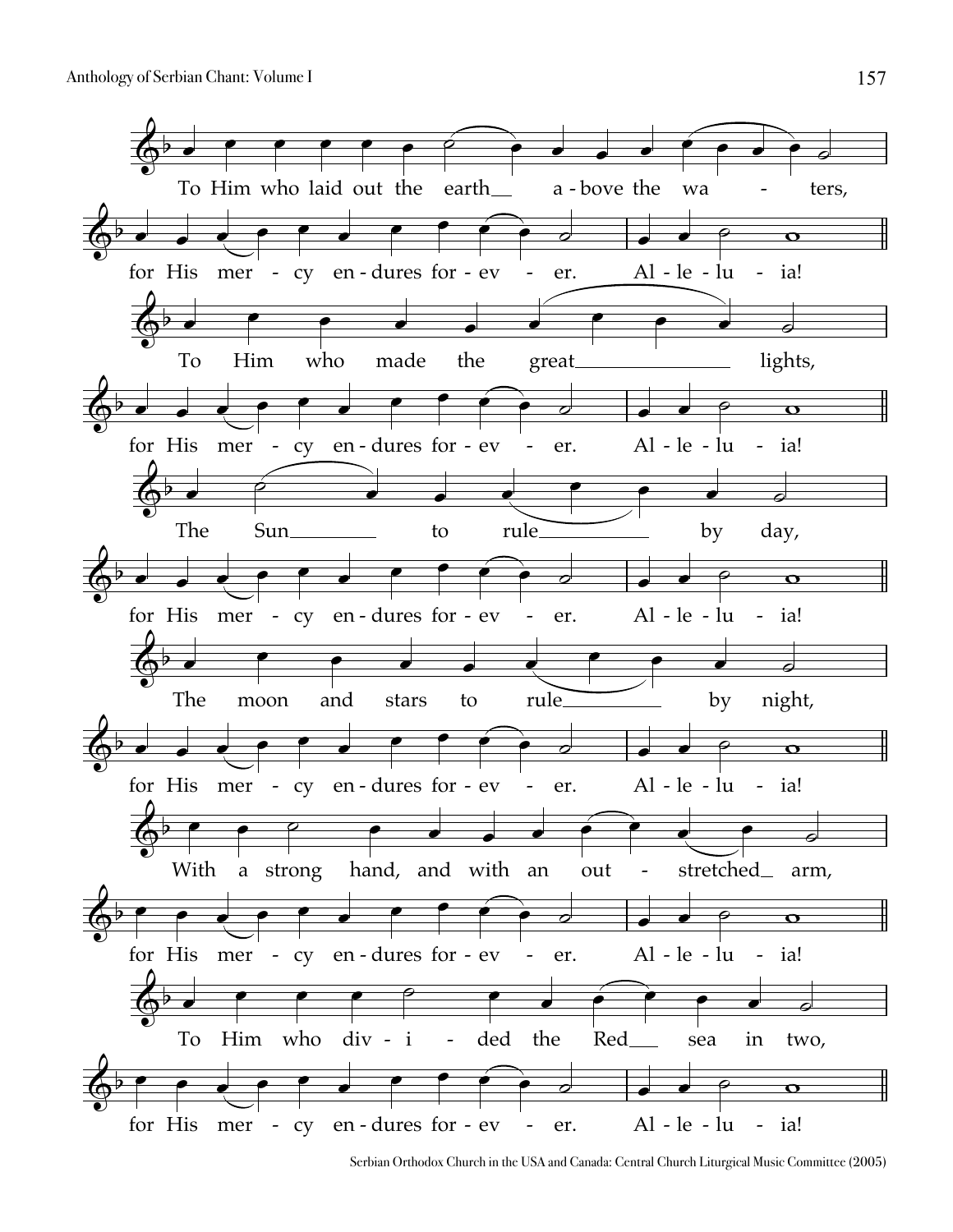To Him who laid out the earth above the waters,
for His mercy endures forever. Alleluia!

To Him who made the great lights,
for His mercy endures forever. Alleluia!

The Sun to rule by day,
for His mercy endures forever. Alleluia!

The moon and stars to rule by night,
for His mercy endures forever. Alleluia!

With a strong hand, and with an outstretched arm,
for His mercy endures forever. Alleluia!

To Him who divided the Red sea in two,
for His mercy endures forever. Alleluia!

Serbian Orthodox Church in the USA and Canada: Central Church Liturgical Music Committee (2005)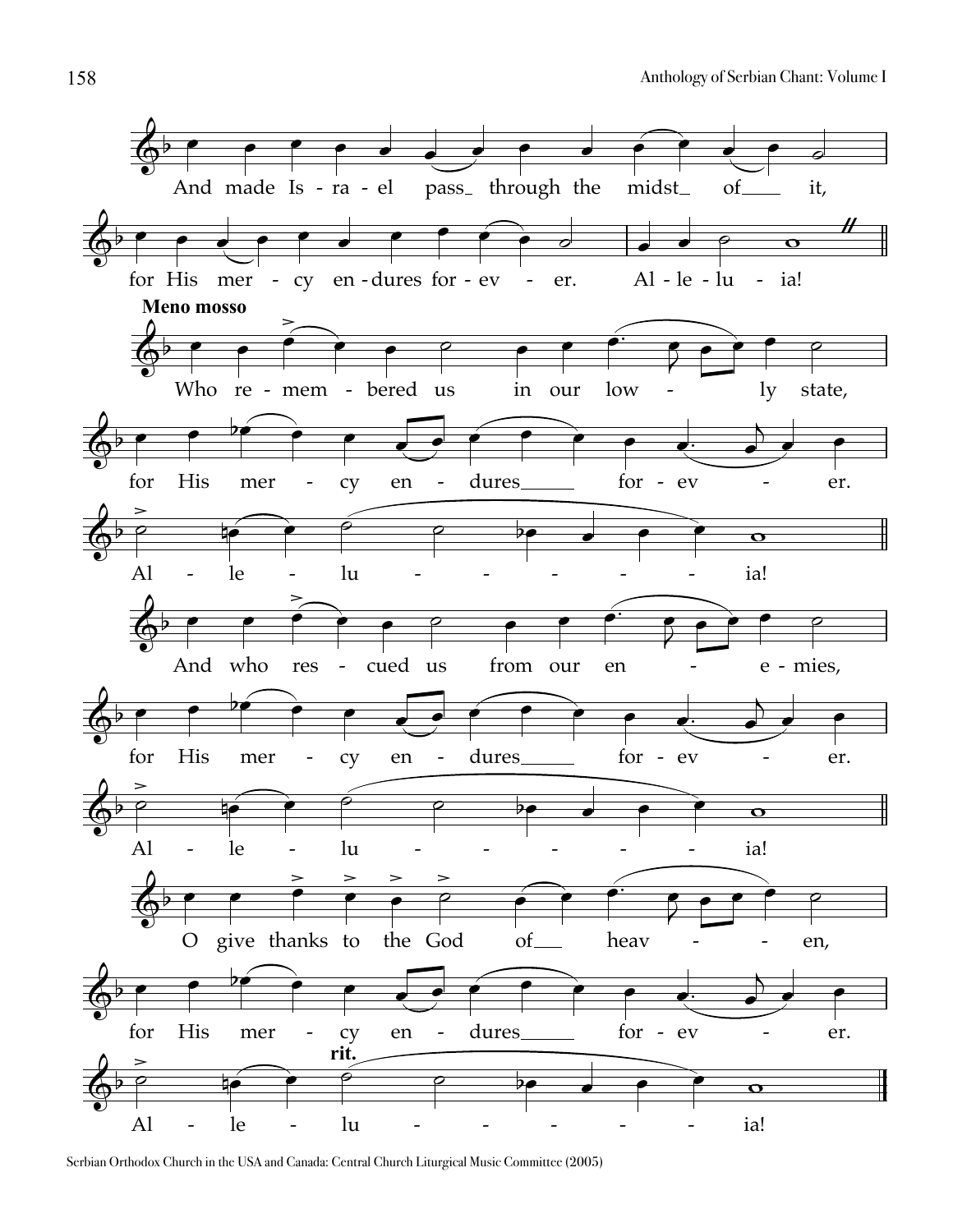And made Is - ra - el pass_ through the midst_ of___ it,

for His mer - cy en - dures for - ev - er. Al - le - lu - ia!

**Meno mosso**

Who re - mem - bered us in our low - ly state,

for His mer - cy en - dures_____ for - ev - er.

Al - le - lu - - - - - - ia!

And who res - cued us from our en - e - mies,

for His mer - cy en - dures_____ for - ev - er.

Al - le - lu - - - - - - ia!

O give thanks to the God of___ heav - - en,

for His mer - cy en - dures_____ for - ev - er.

**rit.**

Al - le - lu - - - - - - ia!

Serbian Orthodox Church in the USA and Canada: Central Church Liturgical Music Committee (2005)